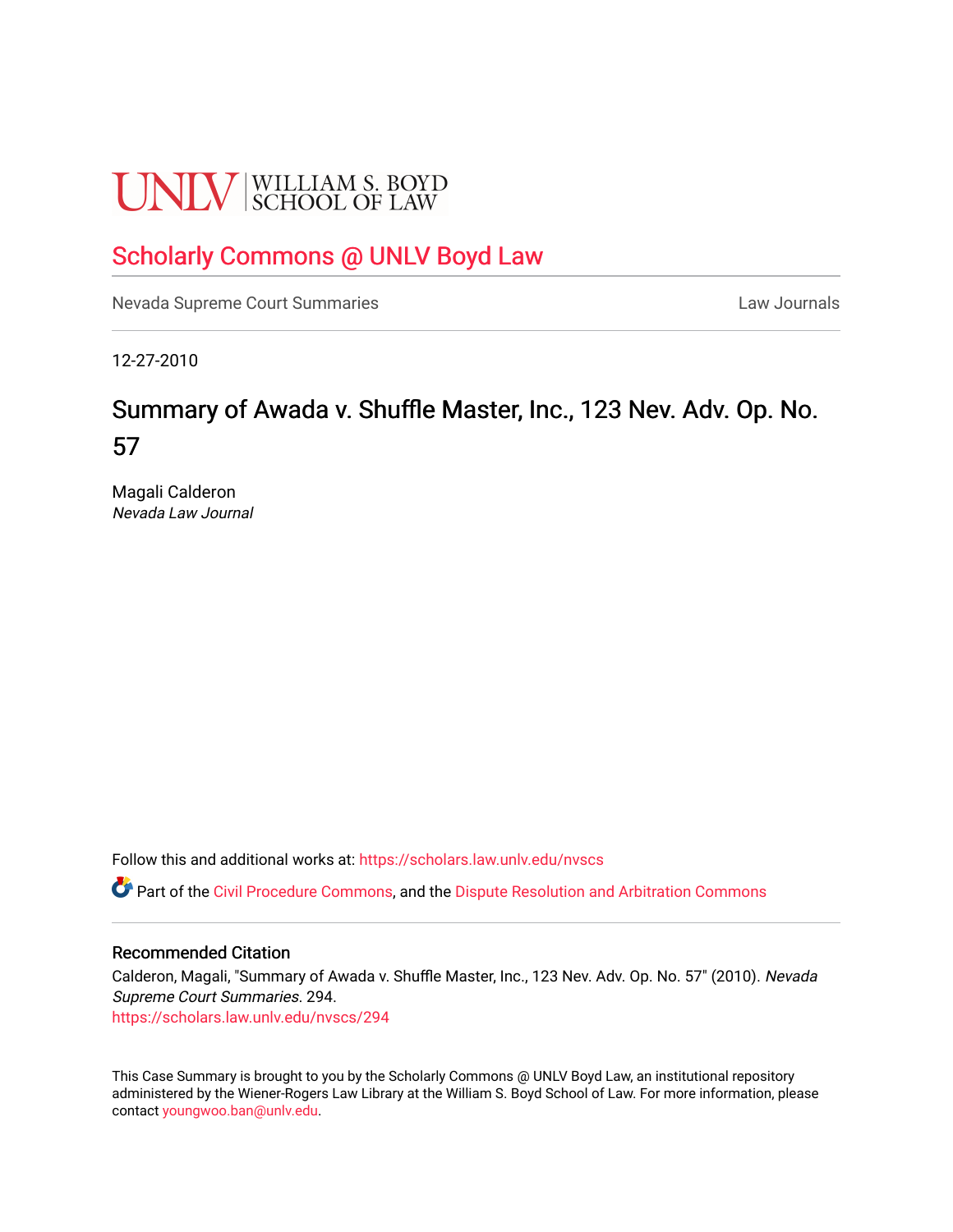UNLV | WILLIAM S. BOYD SCHOOL OF LAW

## Scholarly Commons @ UNLV Boyd Law

Nevada Supreme Court Summaries | Law Journals

12-27-2010

# Summary of Awada v. Shuffle Master, Inc., 123 Nev. Adv. Op. No. 57

Magali Calderon
*Nevada Law Journal*

Follow this and additional works at: https://scholars.law.unlv.edu/nvscs

Part of the Civil Procedure Commons, and the Dispute Resolution and Arbitration Commons

### Recommended Citation

Calderon, Magali, "Summary of Awada v. Shuffle Master, Inc., 123 Nev. Adv. Op. No. 57" (2010). *Nevada Supreme Court Summaries*. 294.
https://scholars.law.unlv.edu/nvscs/294

This Case Summary is brought to you by the Scholarly Commons @ UNLV Boyd Law, an institutional repository administered by the Wiener-Rogers Law Library at the William S. Boyd School of Law. For more information, please contact youngwoo.ban@unlv.edu.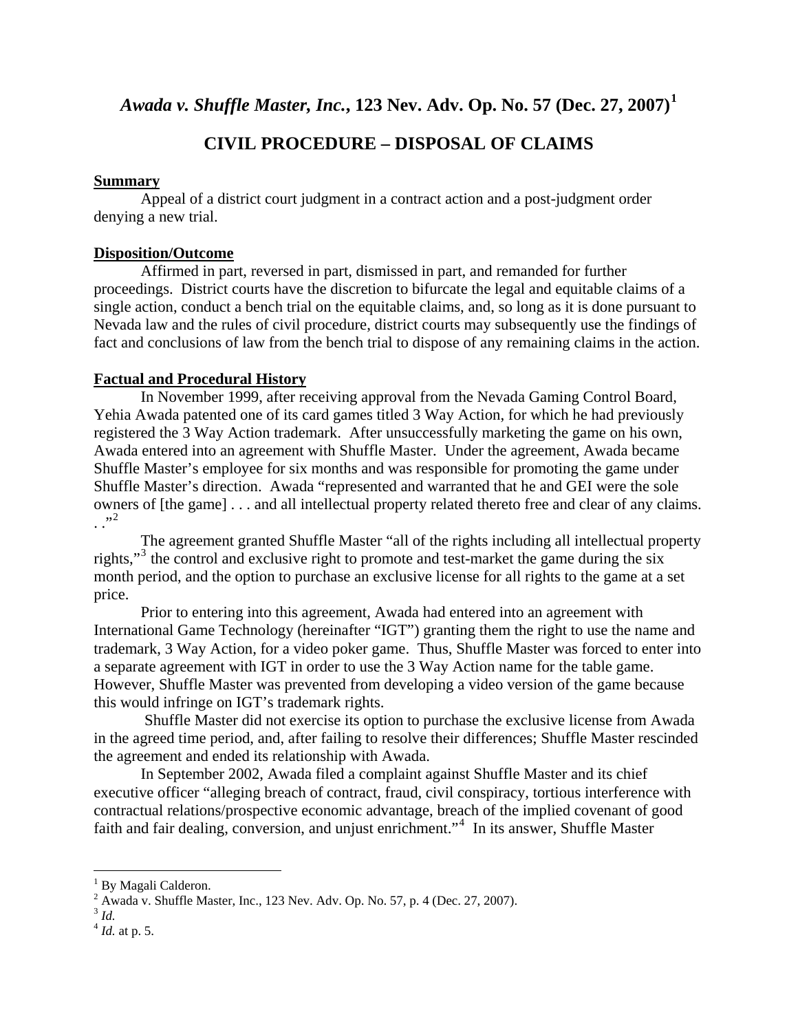# *Awada v. Shuffle Master, Inc.*, 123 Nev. Adv. Op. No. 57 (Dec. 27, 2007)[1]

## CIVIL PROCEDURE – DISPOSAL OF CLAIMS

**Summary**

Appeal of a district court judgment in a contract action and a post-judgment order denying a new trial.

**Disposition/Outcome**

Affirmed in part, reversed in part, dismissed in part, and remanded for further proceedings. District courts have the discretion to bifurcate the legal and equitable claims of a single action, conduct a bench trial on the equitable claims, and, so long as it is done pursuant to Nevada law and the rules of civil procedure, district courts may subsequently use the findings of fact and conclusions of law from the bench trial to dispose of any remaining claims in the action.

**Factual and Procedural History**

In November 1999, after receiving approval from the Nevada Gaming Control Board, Yehia Awada patented one of its card games titled 3 Way Action, for which he had previously registered the 3 Way Action trademark. After unsuccessfully marketing the game on his own, Awada entered into an agreement with Shuffle Master. Under the agreement, Awada became Shuffle Master's employee for six months and was responsible for promoting the game under Shuffle Master's direction. Awada "represented and warranted that he and GEI were the sole owners of [the game] . . . and all intellectual property related thereto free and clear of any claims. . ."[2]

The agreement granted Shuffle Master "all of the rights including all intellectual property rights,"[3] the control and exclusive right to promote and test-market the game during the six month period, and the option to purchase an exclusive license for all rights to the game at a set price.

Prior to entering into this agreement, Awada had entered into an agreement with International Game Technology (hereinafter "IGT") granting them the right to use the name and trademark, 3 Way Action, for a video poker game. Thus, Shuffle Master was forced to enter into a separate agreement with IGT in order to use the 3 Way Action name for the table game. However, Shuffle Master was prevented from developing a video version of the game because this would infringe on IGT's trademark rights.

Shuffle Master did not exercise its option to purchase the exclusive license from Awada in the agreed time period, and, after failing to resolve their differences; Shuffle Master rescinded the agreement and ended its relationship with Awada.

In September 2002, Awada filed a complaint against Shuffle Master and its chief executive officer "alleging breach of contract, fraud, civil conspiracy, tortious interference with contractual relations/prospective economic advantage, breach of the implied covenant of good faith and fair dealing, conversion, and unjust enrichment."[4] In its answer, Shuffle Master

---

[1] By Magali Calderon.

[2] Awada v. Shuffle Master, Inc., 123 Nev. Adv. Op. No. 57, p. 4 (Dec. 27, 2007).

[3] *Id.*

[4] *Id.* at p. 5.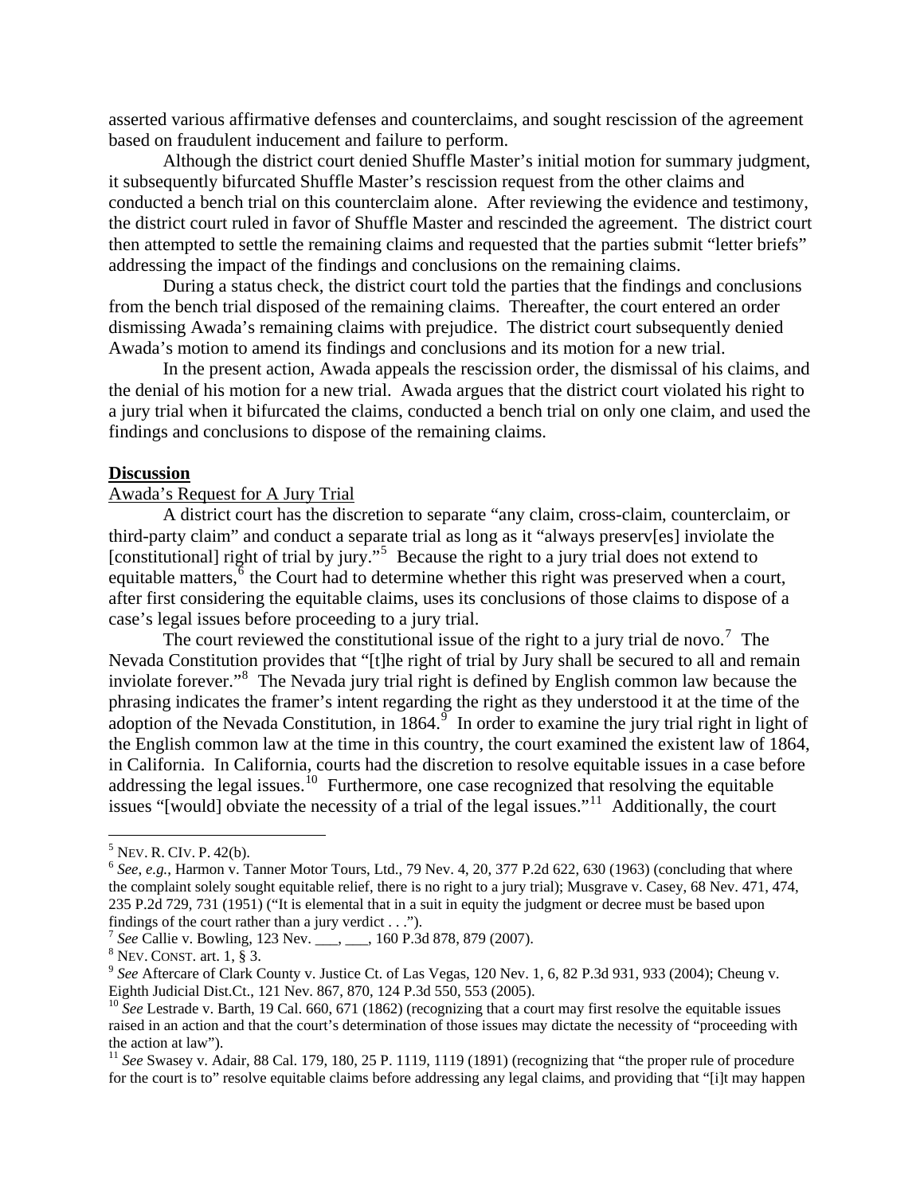asserted various affirmative defenses and counterclaims, and sought rescission of the agreement based on fraudulent inducement and failure to perform.

Although the district court denied Shuffle Master's initial motion for summary judgment, it subsequently bifurcated Shuffle Master's rescission request from the other claims and conducted a bench trial on this counterclaim alone. After reviewing the evidence and testimony, the district court ruled in favor of Shuffle Master and rescinded the agreement. The district court then attempted to settle the remaining claims and requested that the parties submit "letter briefs" addressing the impact of the findings and conclusions on the remaining claims.

During a status check, the district court told the parties that the findings and conclusions from the bench trial disposed of the remaining claims. Thereafter, the court entered an order dismissing Awada's remaining claims with prejudice. The district court subsequently denied Awada's motion to amend its findings and conclusions and its motion for a new trial.

In the present action, Awada appeals the rescission order, the dismissal of his claims, and the denial of his motion for a new trial. Awada argues that the district court violated his right to a jury trial when it bifurcated the claims, conducted a bench trial on only one claim, and used the findings and conclusions to dispose of the remaining claims.

**Discussion**

Awada's Request for A Jury Trial

A district court has the discretion to separate "any claim, cross-claim, counterclaim, or third-party claim" and conduct a separate trial as long as it "always preserv[es] inviolate the [constitutional] right of trial by jury."[5] Because the right to a jury trial does not extend to equitable matters,[6] the Court had to determine whether this right was preserved when a court, after first considering the equitable claims, uses its conclusions of those claims to dispose of a case's legal issues before proceeding to a jury trial.

The court reviewed the constitutional issue of the right to a jury trial de novo.[7] The Nevada Constitution provides that "[t]he right of trial by Jury shall be secured to all and remain inviolate forever."[8] The Nevada jury trial right is defined by English common law because the phrasing indicates the framer's intent regarding the right as they understood it at the time of the adoption of the Nevada Constitution, in 1864.[9] In order to examine the jury trial right in light of the English common law at the time in this country, the court examined the existent law of 1864, in California. In California, courts had the discretion to resolve equitable issues in a case before addressing the legal issues.[10] Furthermore, one case recognized that resolving the equitable issues "[would] obviate the necessity of a trial of the legal issues."[11] Additionally, the court

---

[5] NEV. R. CIV. P. 42(b).

[6] *See, e.g.*, Harmon v. Tanner Motor Tours, Ltd., 79 Nev. 4, 20, 377 P.2d 622, 630 (1963) (concluding that where the complaint solely sought equitable relief, there is no right to a jury trial); Musgrave v. Casey, 68 Nev. 471, 474, 235 P.2d 729, 731 (1951) ("It is elemental that in a suit in equity the judgment or decree must be based upon findings of the court rather than a jury verdict . . .").

[7] *See* Callie v. Bowling, 123 Nev. ___, ___, 160 P.3d 878, 879 (2007).

[8] NEV. CONST. art. 1, § 3.

[9] *See* Aftercare of Clark County v. Justice Ct. of Las Vegas, 120 Nev. 1, 6, 82 P.3d 931, 933 (2004); Cheung v. Eighth Judicial Dist.Ct., 121 Nev. 867, 870, 124 P.3d 550, 553 (2005).

[10] *See* Lestrade v. Barth, 19 Cal. 660, 671 (1862) (recognizing that a court may first resolve the equitable issues raised in an action and that the court's determination of those issues may dictate the necessity of "proceeding with the action at law").

[11] *See* Swasey v. Adair, 88 Cal. 179, 180, 25 P. 1119, 1119 (1891) (recognizing that "the proper rule of procedure for the court is to" resolve equitable claims before addressing any legal claims, and providing that "[i]t may happen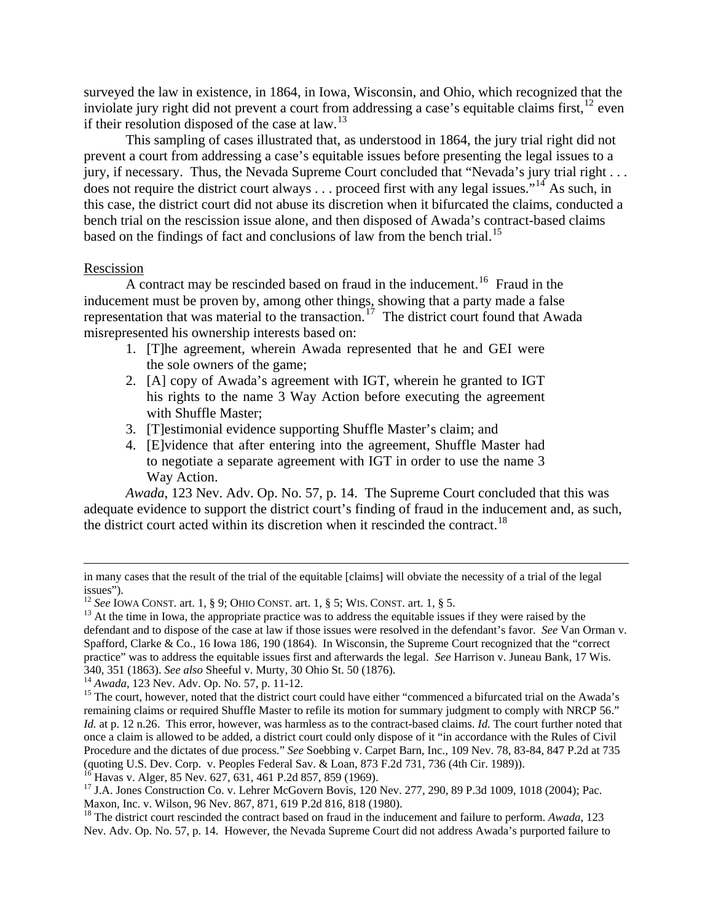surveyed the law in existence, in 1864, in Iowa, Wisconsin, and Ohio, which recognized that the inviolate jury right did not prevent a court from addressing a case's equitable claims first,[12] even if their resolution disposed of the case at law.[13]

This sampling of cases illustrated that, as understood in 1864, the jury trial right did not prevent a court from addressing a case's equitable issues before presenting the legal issues to a jury, if necessary. Thus, the Nevada Supreme Court concluded that "Nevada's jury trial right . . . does not require the district court always . . . proceed first with any legal issues."[14] As such, in this case, the district court did not abuse its discretion when it bifurcated the claims, conducted a bench trial on the rescission issue alone, and then disposed of Awada's contract-based claims based on the findings of fact and conclusions of law from the bench trial.[15]

<u>Rescission</u>

A contract may be rescinded based on fraud in the inducement.[16] Fraud in the inducement must be proven by, among other things, showing that a party made a false representation that was material to the transaction.[17] The district court found that Awada misrepresented his ownership interests based on:

> 1. [T]he agreement, wherein Awada represented that he and GEI were the sole owners of the game;
> 2. [A] copy of Awada's agreement with IGT, wherein he granted to IGT his rights to the name 3 Way Action before executing the agreement with Shuffle Master;
> 3. [T]estimonial evidence supporting Shuffle Master's claim; and
> 4. [E]vidence that after entering into the agreement, Shuffle Master had to negotiate a separate agreement with IGT in order to use the name 3 Way Action.

*Awada*, 123 Nev. Adv. Op. No. 57, p. 14. The Supreme Court concluded that this was adequate evidence to support the district court's finding of fraud in the inducement and, as such, the district court acted within its discretion when it rescinded the contract.[18]

---

in many cases that the result of the trial of the equitable [claims] will obviate the necessity of a trial of the legal issues").

[12] *See* Iowa Const. art. 1, § 9; Ohio Const. art. 1, § 5; Wis. Const. art. 1, § 5.

[13] At the time in Iowa, the appropriate practice was to address the equitable issues if they were raised by the defendant and to dispose of the case at law if those issues were resolved in the defendant's favor. *See* Van Orman v. Spafford, Clarke & Co., 16 Iowa 186, 190 (1864). In Wisconsin, the Supreme Court recognized that the "correct practice" was to address the equitable issues first and afterwards the legal. *See* Harrison v. Juneau Bank, 17 Wis. 340, 351 (1863). *See also* Sheeful v. Murty, 30 Ohio St. 50 (1876).

[14] *Awada*, 123 Nev. Adv. Op. No. 57, p. 11-12.

[15] The court, however, noted that the district court could have either "commenced a bifurcated trial on the Awada's remaining claims or required Shuffle Master to refile its motion for summary judgment to comply with NRCP 56." *Id.* at p. 12 n.26. This error, however, was harmless as to the contract-based claims. *Id.* The court further noted that once a claim is allowed to be added, a district court could only dispose of it "in accordance with the Rules of Civil Procedure and the dictates of due process." *See* Soebbing v. Carpet Barn, Inc., 109 Nev. 78, 83-84, 847 P.2d at 735 (quoting U.S. Dev. Corp. v. Peoples Federal Sav. & Loan, 873 F.2d 731, 736 (4th Cir. 1989)).

[16] Havas v. Alger, 85 Nev. 627, 631, 461 P.2d 857, 859 (1969).

[17] J.A. Jones Construction Co. v. Lehrer McGovern Bovis, 120 Nev. 277, 290, 89 P.3d 1009, 1018 (2004); Pac. Maxon, Inc. v. Wilson, 96 Nev. 867, 871, 619 P.2d 816, 818 (1980).

[18] The district court rescinded the contract based on fraud in the inducement and failure to perform. *Awada*, 123 Nev. Adv. Op. No. 57, p. 14. However, the Nevada Supreme Court did not address Awada's purported failure to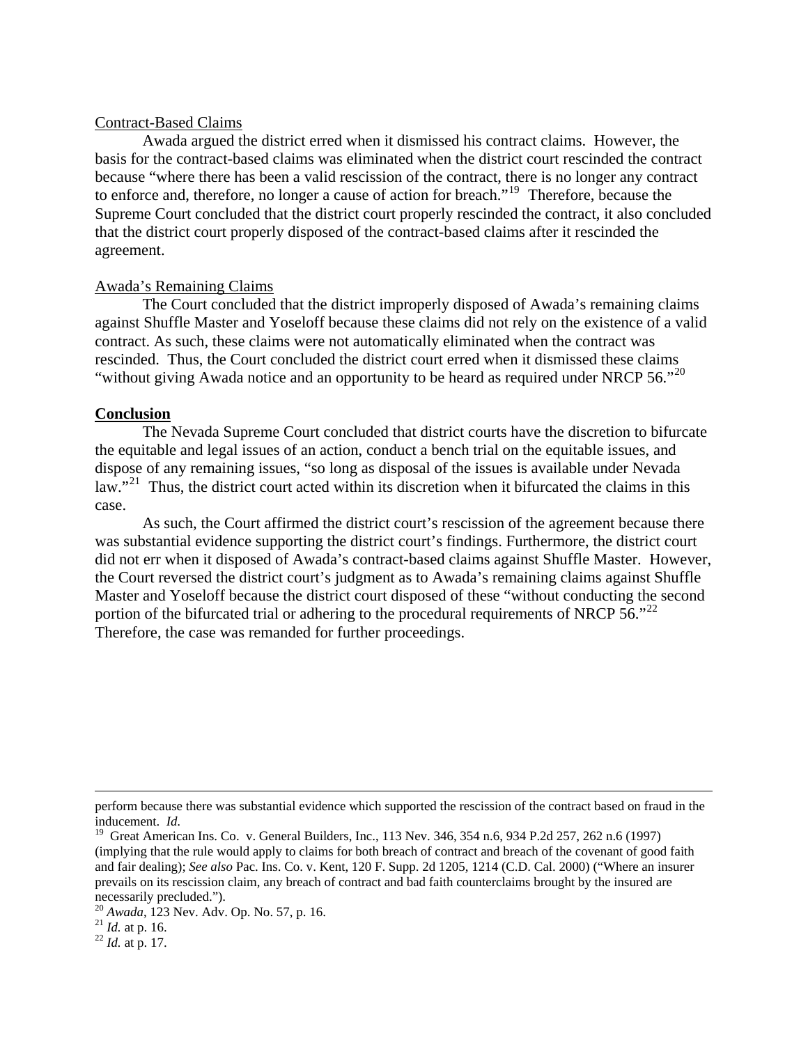Contract-Based Claims

Awada argued the district erred when it dismissed his contract claims. However, the basis for the contract-based claims was eliminated when the district court rescinded the contract because "where there has been a valid rescission of the contract, there is no longer any contract to enforce and, therefore, no longer a cause of action for breach."[19] Therefore, because the Supreme Court concluded that the district court properly rescinded the contract, it also concluded that the district court properly disposed of the contract-based claims after it rescinded the agreement.

Awada's Remaining Claims

The Court concluded that the district improperly disposed of Awada's remaining claims against Shuffle Master and Yoseloff because these claims did not rely on the existence of a valid contract. As such, these claims were not automatically eliminated when the contract was rescinded. Thus, the Court concluded the district court erred when it dismissed these claims "without giving Awada notice and an opportunity to be heard as required under NRCP 56."[20]

**Conclusion**

The Nevada Supreme Court concluded that district courts have the discretion to bifurcate the equitable and legal issues of an action, conduct a bench trial on the equitable issues, and dispose of any remaining issues, "so long as disposal of the issues is available under Nevada law."[21] Thus, the district court acted within its discretion when it bifurcated the claims in this case.

As such, the Court affirmed the district court's rescission of the agreement because there was substantial evidence supporting the district court's findings. Furthermore, the district court did not err when it disposed of Awada's contract-based claims against Shuffle Master. However, the Court reversed the district court's judgment as to Awada's remaining claims against Shuffle Master and Yoseloff because the district court disposed of these "without conducting the second portion of the bifurcated trial or adhering to the procedural requirements of NRCP 56."[22] Therefore, the case was remanded for further proceedings.

---

perform because there was substantial evidence which supported the rescission of the contract based on fraud in the inducement. *Id.*

[19] Great American Ins. Co. v. General Builders, Inc., 113 Nev. 346, 354 n.6, 934 P.2d 257, 262 n.6 (1997) (implying that the rule would apply to claims for both breach of contract and breach of the covenant of good faith and fair dealing); *See also* Pac. Ins. Co. v. Kent, 120 F. Supp. 2d 1205, 1214 (C.D. Cal. 2000) ("Where an insurer prevails on its rescission claim, any breach of contract and bad faith counterclaims brought by the insured are necessarily precluded.").

[20] *Awada*, 123 Nev. Adv. Op. No. 57, p. 16.

[21] *Id.* at p. 16.

[22] *Id.* at p. 17.